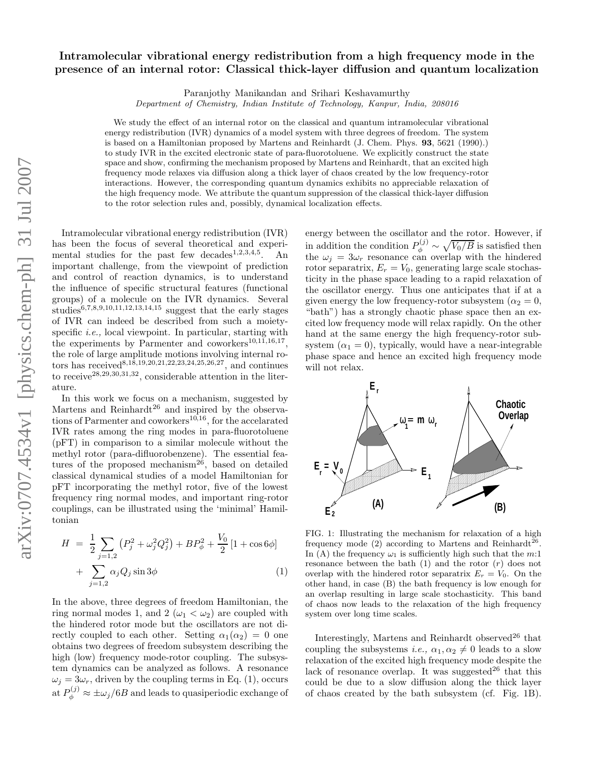# Intramolecular vibrational energy redistribution from a high frequency mode in the presence of an internal rotor: Classical thick-layer diffusion and quantum localization

Paranjothy Manikandan and Srihari Keshavamurthy

*Department of Chemistry, Indian Institute of Technology, Kanpur, India, 208016*

We study the effect of an internal rotor on the classical and quantum intramolecular vibrational energy redistribution (IVR) dynamics of a model system with three degrees of freedom. The system is based on a Hamiltonian proposed by Martens and Reinhardt (J. Chem. Phys. **93**, 5621 (1990).) to study IVR in the excited electronic state of para-fluorotoluene. We explicitly construct the state space and show, confirming the mechanism proposed by Martens and Reinhardt, that an excited high frequency mode relaxes via diffusion along a thick layer of chaos created by the low frequency-rotor interactions. However, the corresponding quantum dynamics exhibits no appreciable relaxation of the high frequency mode. We attribute the quantum suppression of the classical thick-layer diffusion to the rotor selection rules and, possibly, dynamical localization effects.

Intramolecular vibrational energy redistribution (IVR) has been the focus of several theoretical and experimental studies for the past few decades[1,2,3,4,5]. An important challenge, from the viewpoint of prediction and control of reaction dynamics, is to understand the influence of specific structural features (functional groups) of a molecule on the IVR dynamics. Several studies[6,7,8,9,10,11,12,13,14,15] suggest that the early stages of IVR can indeed be described from such a moiety-specific *i.e.,* local viewpoint. In particular, starting with the experiments by Parmenter and coworkers[10,11,16,17], the role of large amplitude motions involving internal rotors has received[8,18,19,20,21,22,23,24,25,26,27], and continues to receive[28,29,30,31,32], considerable attention in the literature.

In this work we focus on a mechanism, suggested by Martens and Reinhardt[26] and inspired by the observations of Parmenter and coworkers[10,16], for the accelarated IVR rates among the ring modes in para-fluorotoluene (pFT) in comparison to a similar molecule without the methyl rotor (para-difluorobenzene). The essential features of the proposed mechanism[26], based on detailed classical dynamical studies of a model Hamiltonian for pFT incorporating the methyl rotor, five of the lowest frequency ring normal modes, and important ring-rotor couplings, can be illustrated using the 'minimal' Hamiltonian

$$
\begin{aligned}
H &= \frac{1}{2}\sum_{j=1,2}\left(P_j^2+\omega_j^2 Q_j^2\right)+BP_\phi^2+\frac{V_0}{2}\left[1+\cos 6\phi\right] \\
&+ \sum_{j=1,2}\alpha_j Q_j \sin 3\phi
\end{aligned}
\tag{1}
$$

In the above, three degrees of freedom Hamiltonian, the ring normal modes 1, and 2 ($\omega_1 < \omega_2$) are coupled with the hindered rotor mode but the oscillators are not directly coupled to each other. Setting $\alpha_1(\alpha_2) = 0$ one obtains two degrees of freedom subsystem describing the high (low) frequency mode-rotor coupling. The subsystem dynamics can be analyzed as follows. A resonance $\omega_j = 3\omega_r$, driven by the coupling terms in Eq. (1), occurs at $P_\phi^{(j)} \approx \pm\omega_j/6B$ and leads to quasiperiodic exchange of energy between the oscillator and the rotor. However, if in addition the condition $P_\phi^{(j)} \sim \sqrt{V_0/B}$ is satisfied then the $\omega_j = 3\omega_r$ resonance can overlap with the hindered rotor separatrix, $E_r = V_0$, generating large scale stochasticity in the phase space leading to a rapid relaxation of the oscillator energy. Thus one anticipates that if at a given energy the low frequency-rotor subsystem ($\alpha_2 = 0$, "bath") has a strongly chaotic phase space then an excited low frequency mode will relax rapidly. On the other hand at the same energy the high frequency-rotor subsystem ($\alpha_1 = 0$), typically, would have a near-integrable phase space and hence an excited high frequency mode will not relax.

FIG. 1: Illustrating the mechanism for relaxation of a high frequency mode (2) according to Martens and Reinhardt[26]. In (A) the frequency $\omega_1$ is sufficiently high such that the $m$:1 resonance between the bath (1) and the rotor ($r$) does not overlap with the hindered rotor separatrix $E_r = V_0$. On the other hand, in case (B) the bath frequency is low enough for an overlap resulting in large scale stochasticity. This band of chaos now leads to the relaxation of the high frequency system over long time scales.

Interestingly, Martens and Reinhardt observed[26] that coupling the subsystems *i.e.,* $\alpha_1, \alpha_2 \neq 0$ leads to a slow relaxation of the excited high frequency mode despite the lack of resonance overlap. It was suggested[26] that this could be due to a slow diffusion along the thick layer of chaos created by the bath subsystem (cf. Fig. 1B).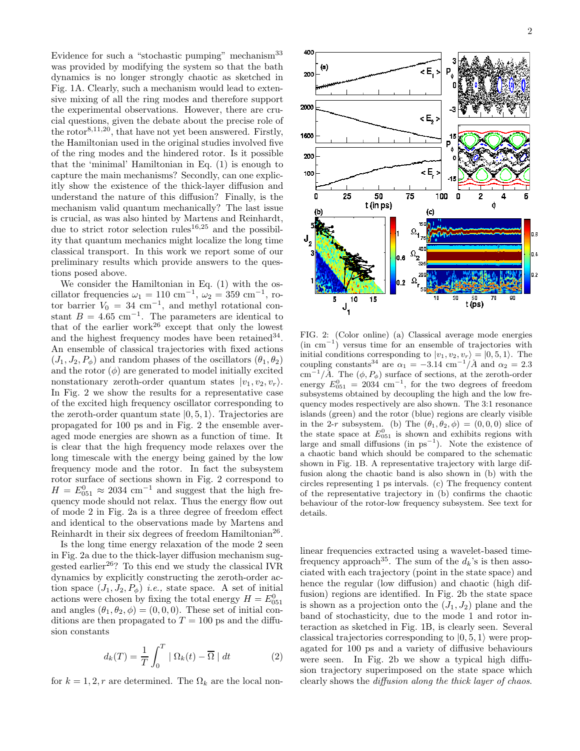Evidence for such a "stochastic pumping" mechanism[33] was provided by modifying the system so that the bath dynamics is no longer strongly chaotic as sketched in Fig. 1A. Clearly, such a mechanism would lead to extensive mixing of all the ring modes and therefore support the experimental observations. However, there are crucial questions, given the debate about the precise role of the rotor[8,11,20], that have not yet been answered. Firstly, the Hamiltonian used in the original studies involved five of the ring modes and the hindered rotor. Is it possible that the 'minimal' Hamiltonian in Eq. (1) is enough to capture the main mechanisms? Secondly, can one explicitly show the existence of the thick-layer diffusion and understand the nature of this diffusion? Finally, is the mechanism valid quantum mechanically? The last issue is crucial, as was also hinted by Martens and Reinhardt, due to strict rotor selection rules[16,25] and the possibility that quantum mechanics might localize the long time classical transport. In this work we report some of our preliminary results which provide answers to the questions posed above.

We consider the Hamiltonian in Eq. (1) with the oscillator frequencies $\omega_1 = 110$ cm$^{-1}$, $\omega_2 = 359$ cm$^{-1}$, rotor barrier $V_0 = 34$ cm$^{-1}$, and methyl rotational constant $B = 4.65$ cm$^{-1}$. The parameters are identical to that of the earlier work[26] except that only the lowest and the highest frequency modes have been retained[34]. An ensemble of classical trajectories with fixed actions $(J_1, J_2, P_\phi)$ and random phases of the oscillators $(\theta_1, \theta_2)$ and the rotor $(\phi)$ are generated to model initially excited nonstationary zeroth-order quantum states $|v_1, v_2, v_r\rangle$. In Fig. 2 we show the results for a representative case of the excited high frequency oscillator corresponding to the zeroth-order quantum state $|0, 5, 1\rangle$. Trajectories are propagated for 100 ps and in Fig. 2 the ensemble averaged mode energies are shown as a function of time. It is clear that the high frequency mode relaxes over the long timescale with the energy being gained by the low frequency mode and the rotor. In fact the subsystem rotor surface of sections shown in Fig. 2 correspond to $H = E^0_{051} \approx 2034$ cm$^{-1}$ and suggest that the high frequency mode should not relax. Thus the energy flow out of mode 2 in Fig. 2a is a three degree of freedom effect and identical to the observations made by Martens and Reinhardt in their six degrees of freedom Hamiltonian[26].

Is the long time energy relaxation of the mode 2 seen in Fig. 2a due to the thick-layer diffusion mechanism suggested earlier[26]? To this end we study the classical IVR dynamics by explicitly constructing the zeroth-order action space $(J_1, J_2, P_\phi)$ *i.e.,* state space. A set of initial actions were chosen by fixing the total energy $H = E^0_{051}$ and angles $(\theta_1, \theta_2, \phi) = (0, 0, 0)$. These set of initial conditions are then propagated to $T = 100$ ps and the diffusion constants

$$d_k(T) = \frac{1}{T}\int_0^T \mid \Omega_k(t) - \overline{\Omega} \mid dt \quad (2)$$

for $k = 1, 2, r$ are determined. The $\Omega_k$ are the local nonlinear frequencies extracted using a wavelet-based time-frequency approach[35]. The sum of the $d_k$'s is then associated with each trajectory (point in the state space) and hence the regular (low diffusion) and chaotic (high diffusion) regions are identified. In Fig. 2b the state space is shown as a projection onto the $(J_1, J_2)$ plane and the band of stochasticity, due to the mode 1 and rotor interaction as sketched in Fig. 1B, is clearly seen. Several classical trajectories corresponding to $|0, 5, 1\rangle$ were propagated for 100 ps and a variety of diffusive behaviours were seen. In Fig. 2b we show a typical high diffusion trajectory superimposed on the state space which clearly shows the *diffusion along the thick layer of chaos*.

FIG. 2: (Color online) (a) Classical average mode energies (in cm$^{-1}$) versus time for an ensemble of trajectories with initial conditions corresponding to $|v_1, v_2, v_r\rangle = |0, 5, 1\rangle$. The coupling constants[34] are $\alpha_1 = -3.14$ cm$^{-1}$/Å and $\alpha_2 = 2.3$ cm$^{-1}$/Å. The $(\phi, P_\phi)$ surface of sections, at the zeroth-order energy $E^0_{051} = 2034$ cm$^{-1}$, for the two degrees of freedom subsystems obtained by decoupling the high and the low frequency modes respectively are also shown. The 3:1 resonance islands (green) and the rotor (blue) regions are clearly visible in the 2-$r$ subsystem. (b) The $(\theta_1, \theta_2, \phi) = (0, 0, 0)$ slice of the state space at $E^0_{051}$ is shown and exhibits regions with large and small diffusions (in ps$^{-1}$). Note the existence of a chaotic band which should be compared to the schematic shown in Fig. 1B. A representative trajectory with large diffusion along the chaotic band is also shown in (b) with the circles representing 1 ps intervals. (c) The frequency content of the representative trajectory in (b) confirms the chaotic behaviour of the rotor-low frequency subsystem. See text for details.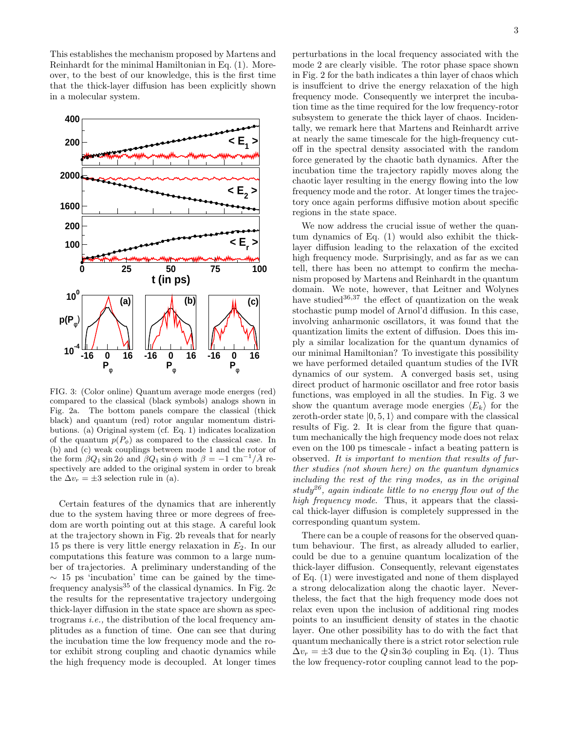This establishes the mechanism proposed by Martens and Reinhardt for the minimal Hamiltonian in Eq. (1). Moreover, to the best of our knowledge, this is the first time that the thick-layer diffusion has been explicitly shown in a molecular system.

FIG. 3: (Color online) Quantum average mode energies (red) compared to the classical (black symbols) analogs shown in Fig. 2a. The bottom panels compare the classical (thick black) and quantum (red) rotor angular momentum distributions. (a) Original system (cf. Eq. 1) indicates localization of the quantum $p(P_\phi)$ as compared to the classical case. In (b) and (c) weak couplings between mode 1 and the rotor of the form $\beta Q_1 \sin 2\phi$ and $\beta Q_1 \sin \phi$ with $\beta = -1$ cm$^{-1}$/Å respectively are added to the original system in order to break the $\Delta v_r = \pm 3$ selection rule in (a).

Certain features of the dynamics that are inherently due to the system having three or more degrees of freedom are worth pointing out at this stage. A careful look at the trajectory shown in Fig. 2b reveals that for nearly 15 ps there is very little energy relaxation in $E_2$. In our computations this feature was common to a large number of trajectories. A preliminary understanding of the $\sim$ 15 ps 'incubation' time can be gained by the time-frequency analysis[35] of the classical dynamics. In Fig. 2c the results for the representative trajectory undergoing thick-layer diffusion in the state space are shown as spectrograms *i.e.,* the distribution of the local frequency amplitudes as a function of time. One can see that during the incubation time the low frequency mode and the rotor exhibit strong coupling and chaotic dynamics while the high frequency mode is decoupled. At longer times perturbations in the local frequency associated with the mode 2 are clearly visible. The rotor phase space shown in Fig. 2 for the bath indicates a thin layer of chaos which is insuffcient to drive the energy relaxation of the high frequency mode. Consequently we interpret the incubation time as the time required for the low frequency-rotor subsystem to generate the thick layer of chaos. Incidentally, we remark here that Martens and Reinhardt arrive at nearly the same timescale for the high-frequency cutoff in the spectral density associated with the random force generated by the chaotic bath dynamics. After the incubation time the trajectory rapidly moves along the chaotic layer resulting in the energy flowing into the low frequency mode and the rotor. At longer times the trajectory once again performs diffusive motion about specific regions in the state space.

We now address the crucial issue of wether the quantum dynamics of Eq. (1) would also exhibit the thick-layer diffusion leading to the relaxation of the excited high frequency mode. Surprisingly, and as far as we can tell, there has been no attempt to confirm the mechanism proposed by Martens and Reinhardt in the quantum domain. We note, however, that Leitner and Wolynes have studied[36,37] the effect of quantization on the weak stochastic pump model of Arnol'd diffusion. In this case, involving anharmonic oscillators, it was found that the quantization limits the extent of diffusion. Does this imply a similar localization for the quantum dynamics of our minimal Hamiltonian? To investigate this possibility we have performed detailed quantum studies of the IVR dynamics of our system. A converged basis set, using direct product of harmonic oscillator and free rotor basis functions, was employed in all the studies. In Fig. 3 we show the quantum average mode energies $\langle E_k \rangle$ for the zeroth-order state $|0, 5, 1\rangle$ and compare with the classical results of Fig. 2. It is clear from the figure that quantum mechanically the high frequency mode does not relax even on the 100 ps timescale - infact a beating pattern is observed. *It is important to mention that results of further studies (not shown here) on the quantum dynamics including the rest of the ring modes, as in the original study*[26]*, again indicate little to no energy flow out of the high frequency mode.* Thus, it appears that the classical thick-layer diffusion is completely suppressed in the corresponding quantum system.

There can be a couple of reasons for the observed quantum behaviour. The first, as already alluded to earlier, could be due to a genuine quantum localization of the thick-layer diffusion. Consequently, relevant eigenstates of Eq. (1) were investigated and none of them displayed a strong delocalization along the chaotic layer. Nevertheless, the fact that the high frequency mode does not relax even upon the inclusion of additional ring modes points to an insufficient density of states in the chaotic layer. One other possibility has to do with the fact that quantum mechanically there is a strict rotor selection rule $\Delta v_r = \pm 3$ due to the $Q \sin 3\phi$ coupling in Eq. (1). Thus the low frequency-rotor coupling cannot lead to the pop-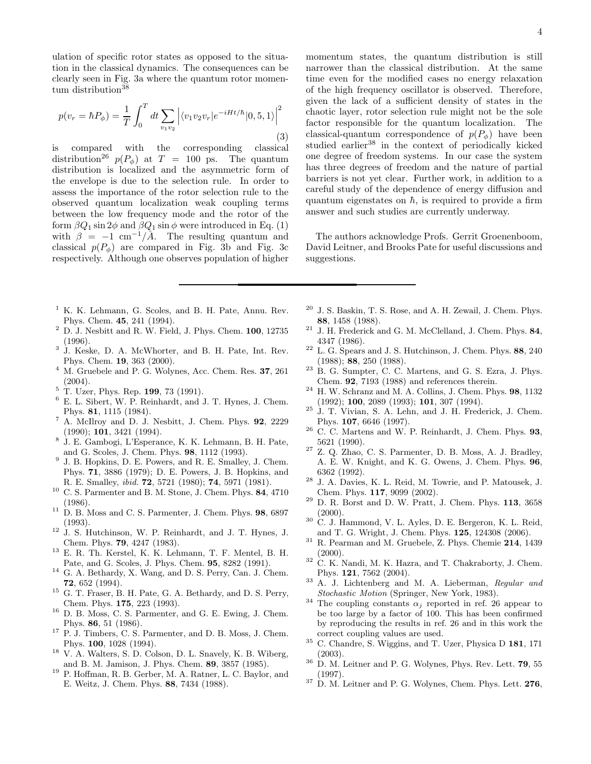ulation of specific rotor states as opposed to the situation in the classical dynamics. The consequences can be clearly seen in Fig. 3a where the quantum rotor momentum distribution[38]

$$p(v_r = \hbar P_\phi) = \frac{1}{T}\int_0^T dt \sum_{v_1 v_2} \left| \langle v_1 v_2 v_r | e^{-iHt/\hbar} | 0, 5, 1 \rangle \right|^2 \tag{3}$$

is compared with the corresponding classical distribution[26] $p(P_\phi)$ at $T = 100$ ps. The quantum distribution is localized and the asymmetric form of the envelope is due to the selection rule. In order to assess the importance of the rotor selection rule to the observed quantum localization weak coupling terms between the low frequency mode and the rotor of the form $\beta Q_1 \sin 2\phi$ and $\beta Q_1 \sin\phi$ were introduced in Eq. (1) with $\beta = -1$ cm$^{-1}$/Å. The resulting quantum and classical $p(P_\phi)$ are compared in Fig. 3b and Fig. 3c respectively. Although one observes population of higher momentum states, the quantum distribution is still narrower than the classical distribution. At the same time even for the modified cases no energy relaxation of the high frequency oscillator is observed. Therefore, given the lack of a sufficient density of states in the chaotic layer, rotor selection rule might not be the sole factor responsible for the quantum localization. The classical-quantum correspondence of $p(P_\phi)$ have been studied earlier[38] in the context of periodically kicked one degree of freedom systems. In our case the system has three degrees of freedom and the nature of partial barriers is not yet clear. Further work, in addition to a careful study of the dependence of energy diffusion and quantum eigenstates on $\hbar$, is required to provide a firm answer and such studies are currently underway.

The authors acknowledge Profs. Gerrit Groenenboom, David Leitner, and Brooks Pate for useful discussions and suggestions.

---

[1] K. K. Lehmann, G. Scoles, and B. H. Pate, Annu. Rev. Phys. Chem. **45**, 241 (1994).

[2] D. J. Nesbitt and R. W. Field, J. Phys. Chem. **100**, 12735 (1996).

[3] J. Keske, D. A. McWhorter, and B. H. Pate, Int. Rev. Phys. Chem. **19**, 363 (2000).

[4] M. Gruebele and P. G. Wolynes, Acc. Chem. Res. **37**, 261 (2004).

[5] T. Uzer, Phys. Rep. **199**, 73 (1991).

[6] E. L. Sibert, W. P. Reinhardt, and J. T. Hynes, J. Chem. Phys. **81**, 1115 (1984).

[7] A. McIlroy and D. J. Nesbitt, J. Chem. Phys. **92**, 2229 (1990); **101**, 3421 (1994).

[8] J. E. Gambogi, L'Esperance, K. K. Lehmann, B. H. Pate, and G. Scoles, J. Chem. Phys. **98**, 1112 (1993).

[9] J. B. Hopkins, D. E. Powers, and R. E. Smalley, J. Chem. Phys. **71**, 3886 (1979); D. E. Powers, J. B. Hopkins, and R. E. Smalley, *ibid.* **72**, 5721 (1980); **74**, 5971 (1981).

[10] C. S. Parmenter and B. M. Stone, J. Chem. Phys. **84**, 4710 (1986).

[11] D. B. Moss and C. S. Parmenter, J. Chem. Phys. **98**, 6897 (1993).

[12] J. S. Hutchinson, W. P. Reinhardt, and J. T. Hynes, J. Chem. Phys. **79**, 4247 (1983).

[13] E. R. Th. Kerstel, K. K. Lehmann, T. F. Mentel, B. H. Pate, and G. Scoles, J. Phys. Chem. **95**, 8282 (1991).

[14] G. A. Bethardy, X. Wang, and D. S. Perry, Can. J. Chem. **72**, 652 (1994).

[15] G. T. Fraser, B. H. Pate, G. A. Bethardy, and D. S. Perry, Chem. Phys. **175**, 223 (1993).

[16] D. B. Moss, C. S. Parmenter, and G. E. Ewing, J. Chem. Phys. **86**, 51 (1986).

[17] P. J. Timbers, C. S. Parmenter, and D. B. Moss, J. Chem. Phys. **100**, 1028 (1994).

[18] V. A. Walters, S. D. Colson, D. L. Snavely, K. B. Wiberg, and B. M. Jamison, J. Phys. Chem. **89**, 3857 (1985).

[19] P. Hoffman, R. B. Gerber, M. A. Ratner, L. C. Baylor, and E. Weitz, J. Chem. Phys. **88**, 7434 (1988).

[20] J. S. Baskin, T. S. Rose, and A. H. Zewail, J. Chem. Phys. **88**, 1458 (1988).

[21] J. H. Frederick and G. M. McClelland, J. Chem. Phys. **84**, 4347 (1986).

[22] L. G. Spears and J. S. Hutchinson, J. Chem. Phys. **88**, 240 (1988); **88**, 250 (1988).

[23] B. G. Sumpter, C. C. Martens, and G. S. Ezra, J. Phys. Chem. **92**, 7193 (1988) and references therein.

[24] H. W. Schranz and M. A. Collins, J. Chem. Phys. **98**, 1132 (1992); **100**, 2089 (1993); **101**, 307 (1994).

[25] J. T. Vivian, S. A. Lehn, and J. H. Frederick, J. Chem. Phys. **107**, 6646 (1997).

[26] C. C. Martens and W. P. Reinhardt, J. Chem. Phys. **93**, 5621 (1990).

[27] Z. Q. Zhao, C. S. Parmenter, D. B. Moss, A. J. Bradley, A. E. W. Knight, and K. G. Owens, J. Chem. Phys. **96**, 6362 (1992).

[28] J. A. Davies, K. L. Reid, M. Towrie, and P. Matousek, J. Chem. Phys. **117**, 9099 (2002).

[29] D. R. Borst and D. W. Pratt, J. Chem. Phys. **113**, 3658 (2000).

[30] C. J. Hammond, V. L. Ayles, D. E. Bergeron, K. L. Reid, and T. G. Wright, J. Chem. Phys. **125**, 124308 (2006).

[31] R. Pearman and M. Gruebele, Z. Phys. Chemie **214**, 1439 (2000).

[32] C. K. Nandi, M. K. Hazra, and T. Chakraborty, J. Chem. Phys. **121**, 7562 (2004).

[33] A. J. Lichtenberg and M. A. Lieberman, *Regular and Stochastic Motion* (Springer, New York, 1983).

[34] The coupling constants $\alpha_j$ reported in ref. 26 appear to be too large by a factor of 100. This has been confirmed by reproducing the results in ref. 26 and in this work the correct coupling values are used.

[35] C. Chandre, S. Wiggins, and T. Uzer, Physica D **181**, 171 (2003).

[36] D. M. Leitner and P. G. Wolynes, Phys. Rev. Lett. **79**, 55 (1997).

[37] D. M. Leitner and P. G. Wolynes, Chem. Phys. Lett. **276**,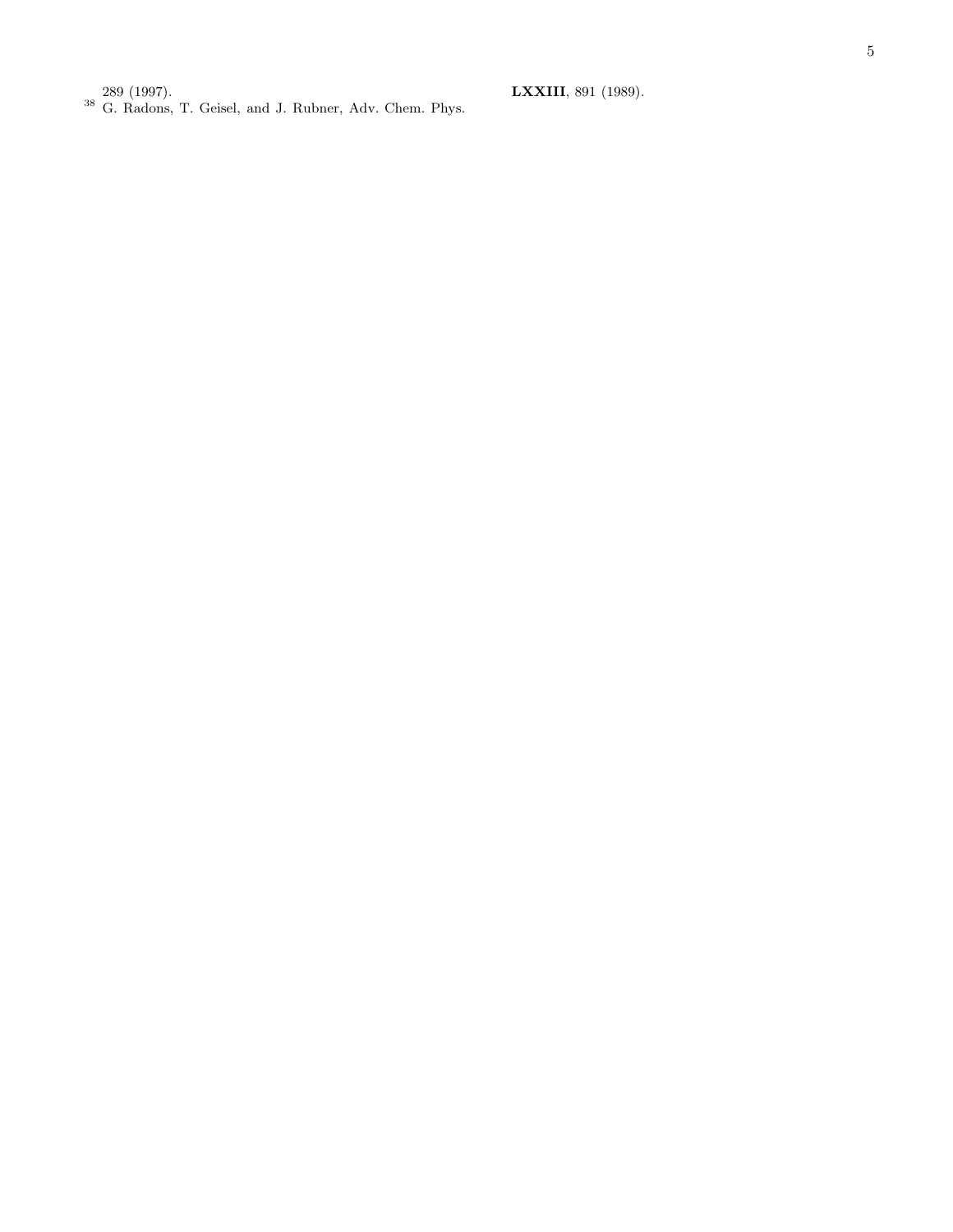289 (1997).

[38] G. Radons, T. Geisel, and J. Rubner, Adv. Chem. Phys. **LXXIII**, 891 (1989).